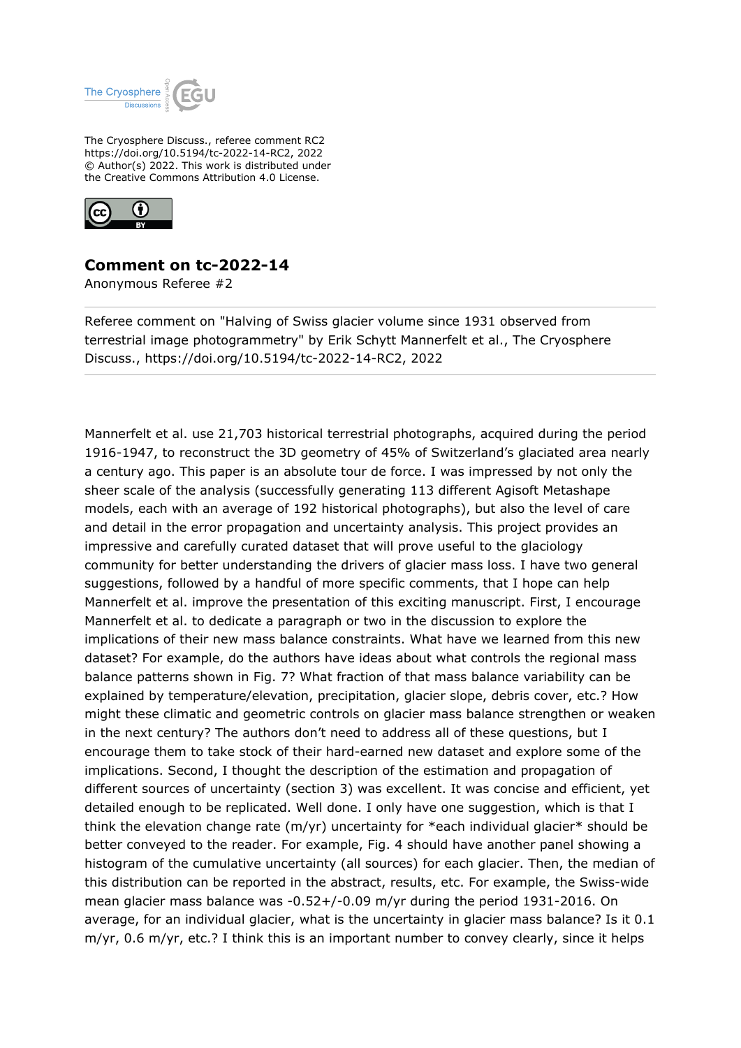The Cryosphere Discuss., referee comment RC2
https://doi.org/10.5194/tc-2022-14-RC2, 2022
© Author(s) 2022. This work is distributed under
the Creative Commons Attribution 4.0 License.

## Comment on tc-2022-14

Anonymous Referee #2

Referee comment on "Halving of Swiss glacier volume since 1931 observed from terrestrial image photogrammetry" by Erik Schytt Mannerfelt et al., The Cryosphere Discuss., https://doi.org/10.5194/tc-2022-14-RC2, 2022

---

Mannerfelt et al. use 21,703 historical terrestrial photographs, acquired during the period 1916-1947, to reconstruct the 3D geometry of 45% of Switzerland's glaciated area nearly a century ago. This paper is an absolute tour de force. I was impressed by not only the sheer scale of the analysis (successfully generating 113 different Agisoft Metashape models, each with an average of 192 historical photographs), but also the level of care and detail in the error propagation and uncertainty analysis. This project provides an impressive and carefully curated dataset that will prove useful to the glaciology community for better understanding the drivers of glacier mass loss. I have two general suggestions, followed by a handful of more specific comments, that I hope can help Mannerfelt et al. improve the presentation of this exciting manuscript. First, I encourage Mannerfelt et al. to dedicate a paragraph or two in the discussion to explore the implications of their new mass balance constraints. What have we learned from this new dataset? For example, do the authors have ideas about what controls the regional mass balance patterns shown in Fig. 7? What fraction of that mass balance variability can be explained by temperature/elevation, precipitation, glacier slope, debris cover, etc.? How might these climatic and geometric controls on glacier mass balance strengthen or weaken in the next century? The authors don't need to address all of these questions, but I encourage them to take stock of their hard-earned new dataset and explore some of the implications. Second, I thought the description of the estimation and propagation of different sources of uncertainty (section 3) was excellent. It was concise and efficient, yet detailed enough to be replicated. Well done. I only have one suggestion, which is that I think the elevation change rate (m/yr) uncertainty for *each individual glacier* should be better conveyed to the reader. For example, Fig. 4 should have another panel showing a histogram of the cumulative uncertainty (all sources) for each glacier. Then, the median of this distribution can be reported in the abstract, results, etc. For example, the Swiss-wide mean glacier mass balance was -0.52+/-0.09 m/yr during the period 1931-2016. On average, for an individual glacier, what is the uncertainty in glacier mass balance? Is it 0.1 m/yr, 0.6 m/yr, etc.? I think this is an important number to convey clearly, since it helps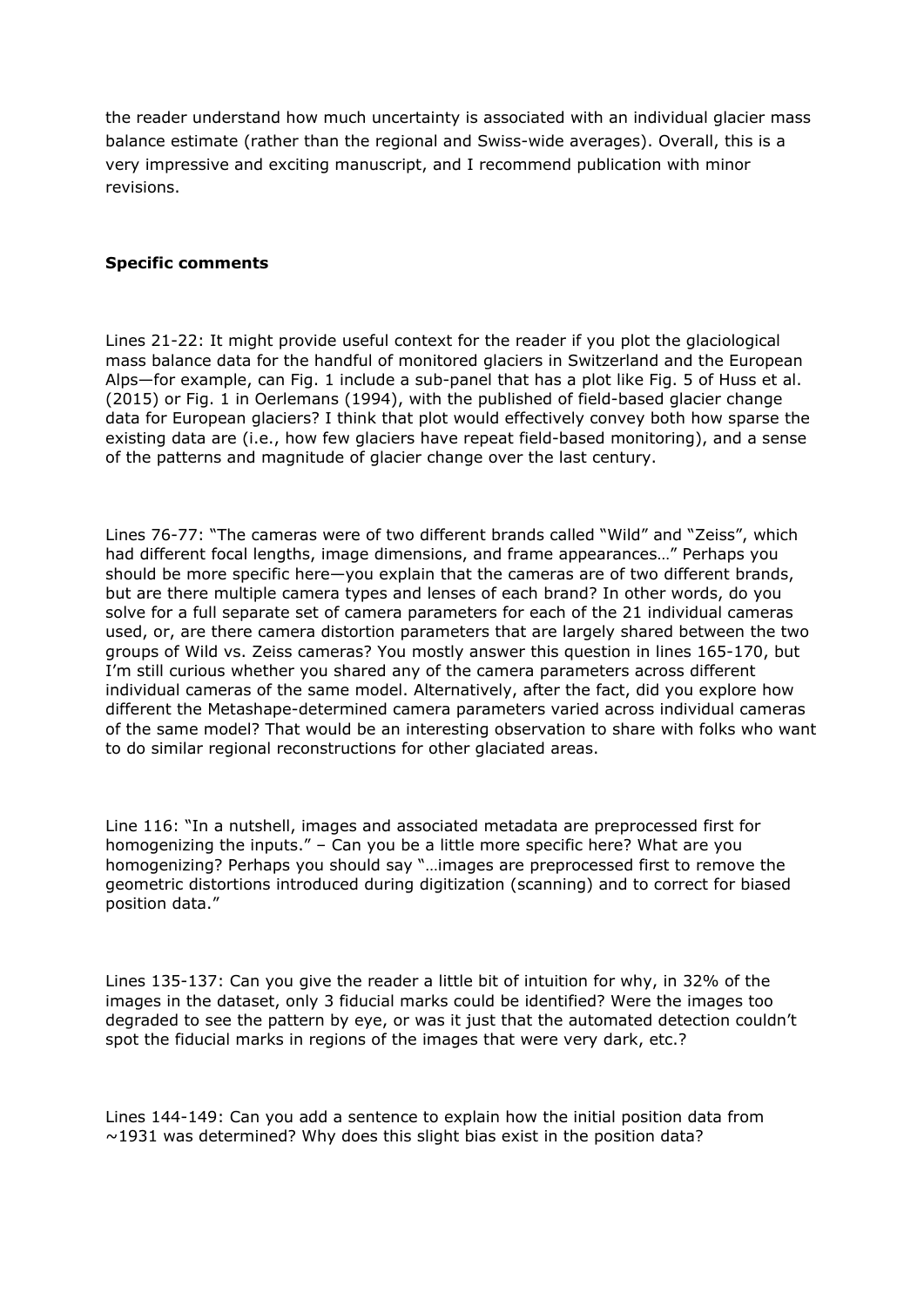the reader understand how much uncertainty is associated with an individual glacier mass balance estimate (rather than the regional and Swiss-wide averages). Overall, this is a very impressive and exciting manuscript, and I recommend publication with minor revisions.

**Specific comments**

Lines 21-22: It might provide useful context for the reader if you plot the glaciological mass balance data for the handful of monitored glaciers in Switzerland and the European Alps—for example, can Fig. 1 include a sub-panel that has a plot like Fig. 5 of Huss et al. (2015) or Fig. 1 in Oerlemans (1994), with the published of field-based glacier change data for European glaciers? I think that plot would effectively convey both how sparse the existing data are (i.e., how few glaciers have repeat field-based monitoring), and a sense of the patterns and magnitude of glacier change over the last century.

Lines 76-77: "The cameras were of two different brands called "Wild" and "Zeiss", which had different focal lengths, image dimensions, and frame appearances…" Perhaps you should be more specific here—you explain that the cameras are of two different brands, but are there multiple camera types and lenses of each brand? In other words, do you solve for a full separate set of camera parameters for each of the 21 individual cameras used, or, are there camera distortion parameters that are largely shared between the two groups of Wild vs. Zeiss cameras? You mostly answer this question in lines 165-170, but I'm still curious whether you shared any of the camera parameters across different individual cameras of the same model. Alternatively, after the fact, did you explore how different the Metashape-determined camera parameters varied across individual cameras of the same model? That would be an interesting observation to share with folks who want to do similar regional reconstructions for other glaciated areas.

Line 116: "In a nutshell, images and associated metadata are preprocessed first for homogenizing the inputs." – Can you be a little more specific here? What are you homogenizing? Perhaps you should say "…images are preprocessed first to remove the geometric distortions introduced during digitization (scanning) and to correct for biased position data."

Lines 135-137: Can you give the reader a little bit of intuition for why, in 32% of the images in the dataset, only 3 fiducial marks could be identified? Were the images too degraded to see the pattern by eye, or was it just that the automated detection couldn't spot the fiducial marks in regions of the images that were very dark, etc.?

Lines 144-149: Can you add a sentence to explain how the initial position data from ~1931 was determined? Why does this slight bias exist in the position data?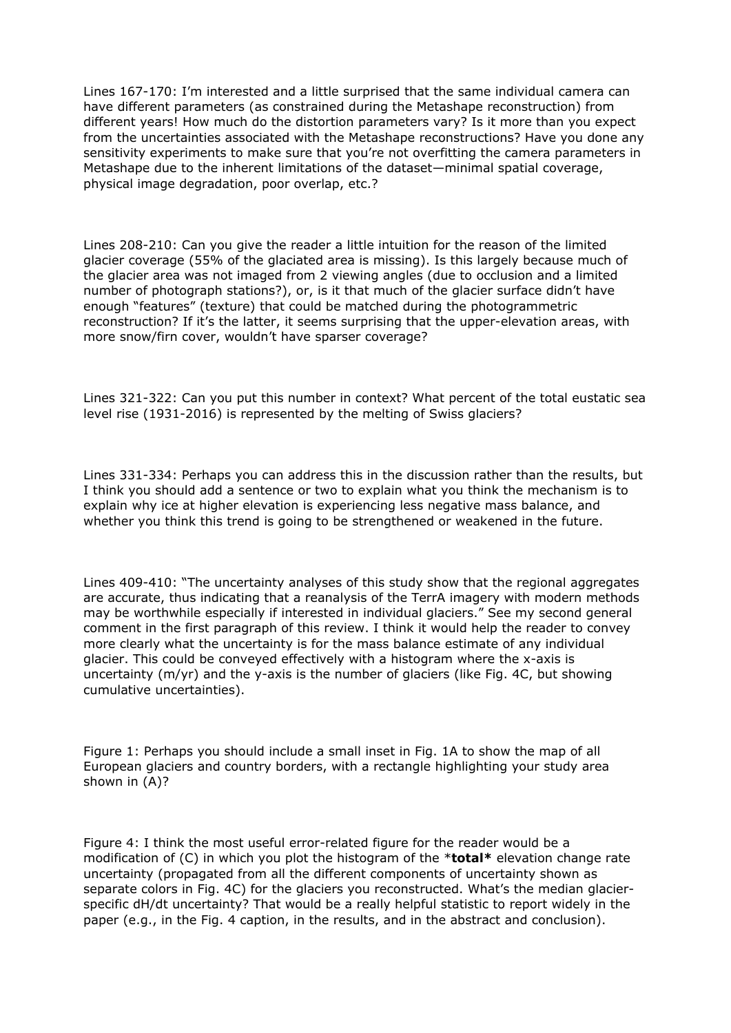Lines 167-170: I'm interested and a little surprised that the same individual camera can have different parameters (as constrained during the Metashape reconstruction) from different years! How much do the distortion parameters vary? Is it more than you expect from the uncertainties associated with the Metashape reconstructions? Have you done any sensitivity experiments to make sure that you're not overfitting the camera parameters in Metashape due to the inherent limitations of the dataset—minimal spatial coverage, physical image degradation, poor overlap, etc.?

Lines 208-210: Can you give the reader a little intuition for the reason of the limited glacier coverage (55% of the glaciated area is missing). Is this largely because much of the glacier area was not imaged from 2 viewing angles (due to occlusion and a limited number of photograph stations?), or, is it that much of the glacier surface didn't have enough "features" (texture) that could be matched during the photogrammetric reconstruction? If it's the latter, it seems surprising that the upper-elevation areas, with more snow/firn cover, wouldn't have sparser coverage?

Lines 321-322: Can you put this number in context? What percent of the total eustatic sea level rise (1931-2016) is represented by the melting of Swiss glaciers?

Lines 331-334: Perhaps you can address this in the discussion rather than the results, but I think you should add a sentence or two to explain what you think the mechanism is to explain why ice at higher elevation is experiencing less negative mass balance, and whether you think this trend is going to be strengthened or weakened in the future.

Lines 409-410: "The uncertainty analyses of this study show that the regional aggregates are accurate, thus indicating that a reanalysis of the TerrA imagery with modern methods may be worthwhile especially if interested in individual glaciers." See my second general comment in the first paragraph of this review. I think it would help the reader to convey more clearly what the uncertainty is for the mass balance estimate of any individual glacier. This could be conveyed effectively with a histogram where the x-axis is uncertainty (m/yr) and the y-axis is the number of glaciers (like Fig. 4C, but showing cumulative uncertainties).

Figure 1: Perhaps you should include a small inset in Fig. 1A to show the map of all European glaciers and country borders, with a rectangle highlighting your study area shown in (A)?

Figure 4: I think the most useful error-related figure for the reader would be a modification of (C) in which you plot the histogram of the ***total*** elevation change rate uncertainty (propagated from all the different components of uncertainty shown as separate colors in Fig. 4C) for the glaciers you reconstructed. What's the median glacier-specific dH/dt uncertainty? That would be a really helpful statistic to report widely in the paper (e.g., in the Fig. 4 caption, in the results, and in the abstract and conclusion).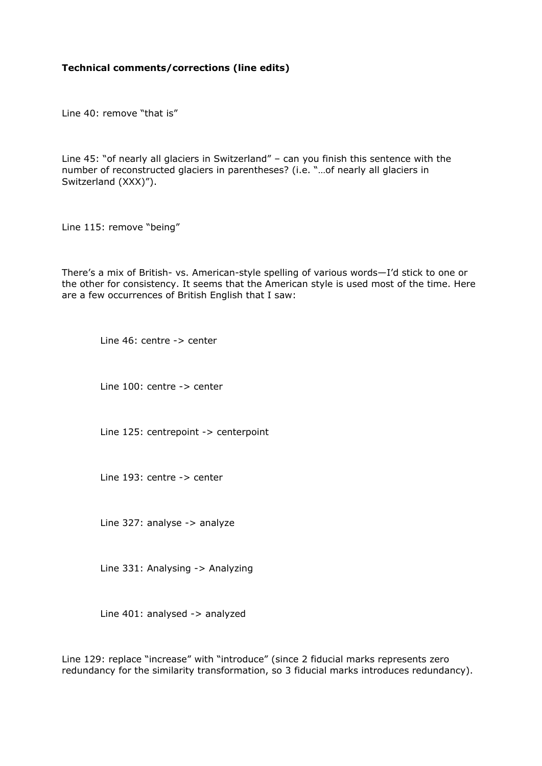**Technical comments/corrections (line edits)**

Line 40: remove "that is"

Line 45: "of nearly all glaciers in Switzerland" – can you finish this sentence with the number of reconstructed glaciers in parentheses? (i.e. "…of nearly all glaciers in Switzerland (XXX)").

Line 115: remove "being"

There's a mix of British- vs. American-style spelling of various words—I'd stick to one or the other for consistency. It seems that the American style is used most of the time. Here are a few occurrences of British English that I saw:

- Line 46: centre -> center
- Line 100: centre -> center
- Line 125: centrepoint -> centerpoint
- Line 193: centre -> center
- Line 327: analyse -> analyze
- Line 331: Analysing -> Analyzing
- Line 401: analysed -> analyzed

Line 129: replace "increase" with "introduce" (since 2 fiducial marks represents zero redundancy for the similarity transformation, so 3 fiducial marks introduces redundancy).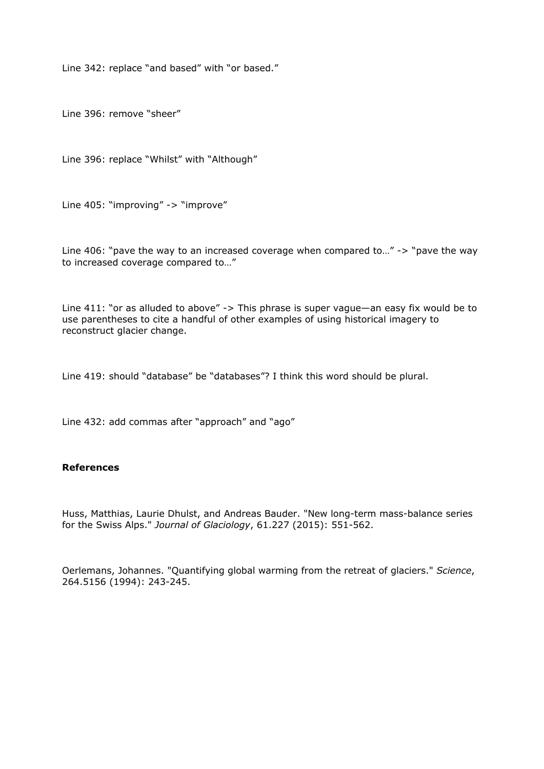Line 342: replace “and based” with “or based.”

Line 396: remove “sheer”

Line 396: replace “Whilst” with “Although”

Line 405: “improving” -> “improve”

Line 406: “pave the way to an increased coverage when compared to…” -> “pave the way to increased coverage compared to…”

Line 411: “or as alluded to above” -> This phrase is super vague—an easy fix would be to use parentheses to cite a handful of other examples of using historical imagery to reconstruct glacier change.

Line 419: should “database” be “databases”? I think this word should be plural.

Line 432: add commas after “approach” and “ago”

**References**

Huss, Matthias, Laurie Dhulst, and Andreas Bauder. "New long-term mass-balance series for the Swiss Alps." *Journal of Glaciology*, 61.227 (2015): 551-562.

Oerlemans, Johannes. "Quantifying global warming from the retreat of glaciers." *Science*, 264.5156 (1994): 243-245.